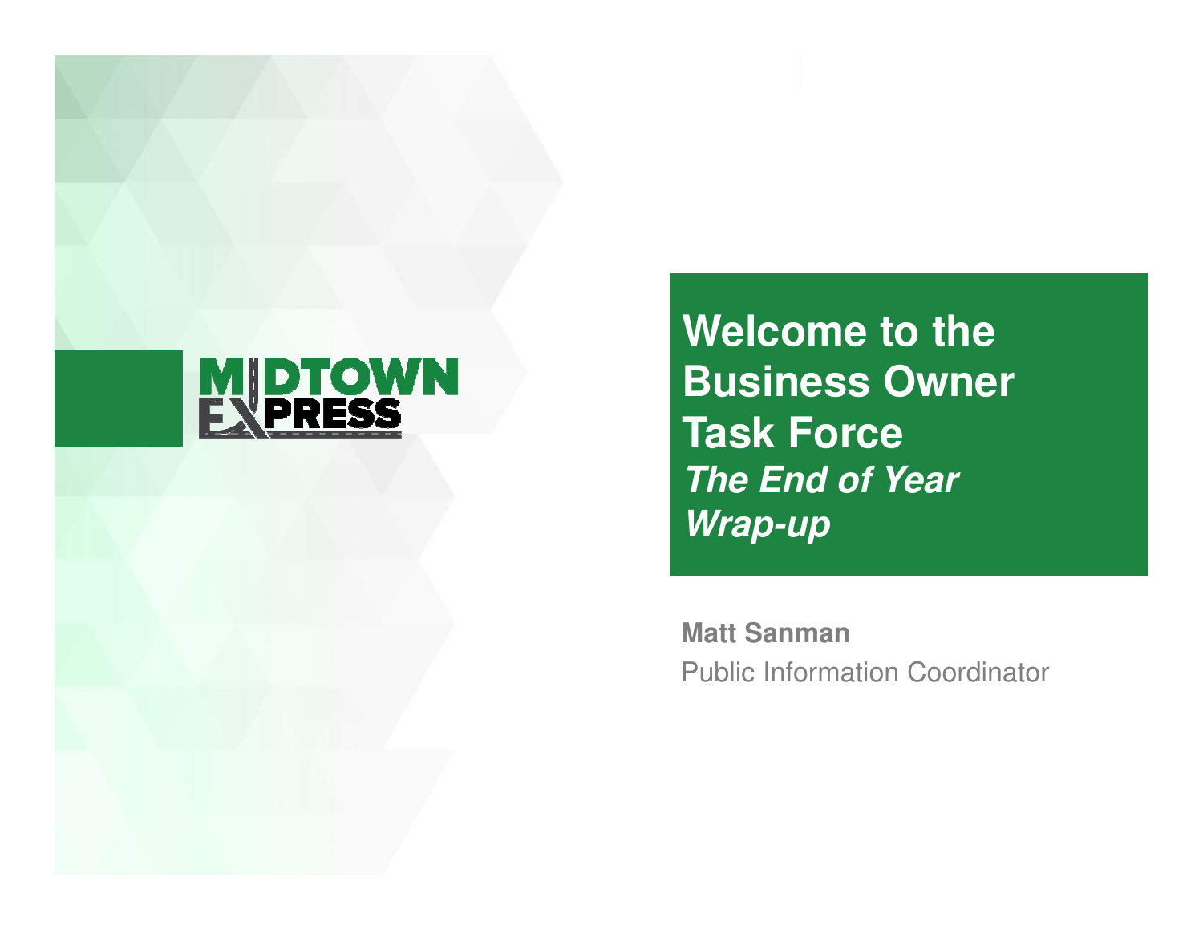MIDTOWN EXPRESS

# Welcome to the Business Owner Task Force

## *The End of Year Wrap-up*

**Matt Sanman**

Public Information Coordinator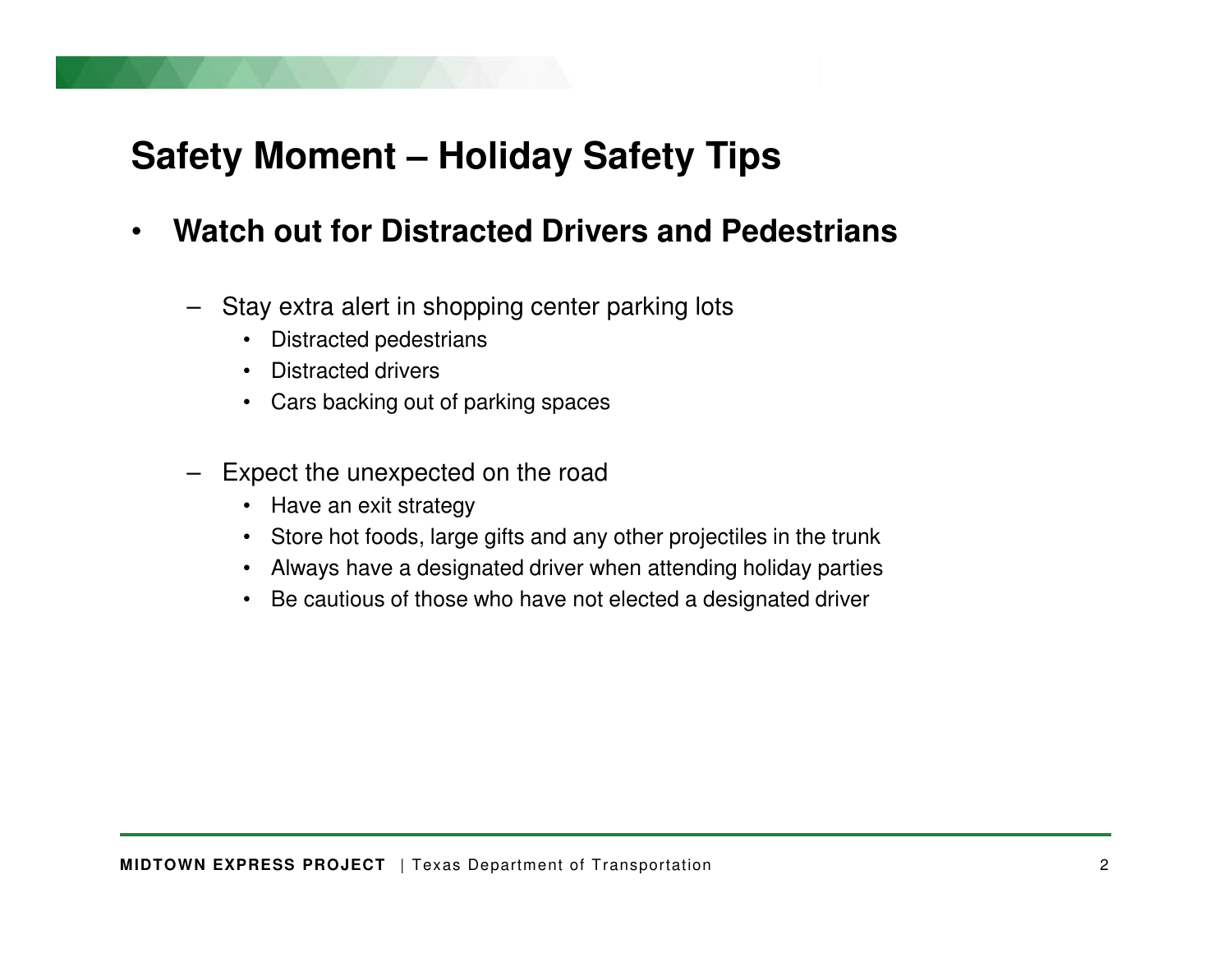# Safety Moment – Holiday Safety Tips

- **Watch out for Distracted Drivers and Pedestrians**
  - Stay extra alert in shopping center parking lots
    - Distracted pedestrians
    - Distracted drivers
    - Cars backing out of parking spaces
  - Expect the unexpected on the road
    - Have an exit strategy
    - Store hot foods, large gifts and any other projectiles in the trunk
    - Always have a designated driver when attending holiday parties
    - Be cautious of those who have not elected a designated driver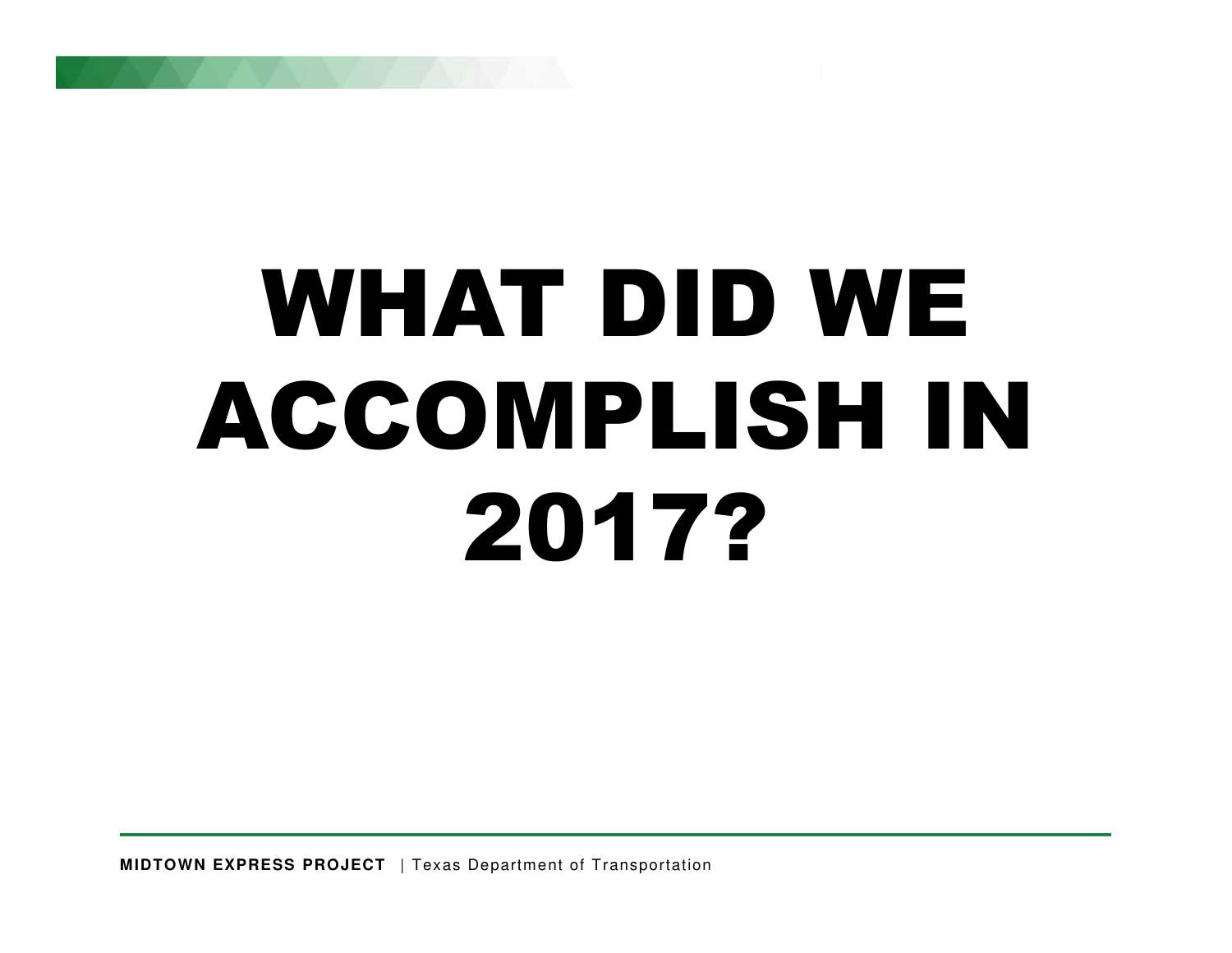# WHAT DID WE ACCOMPLISH IN 2017?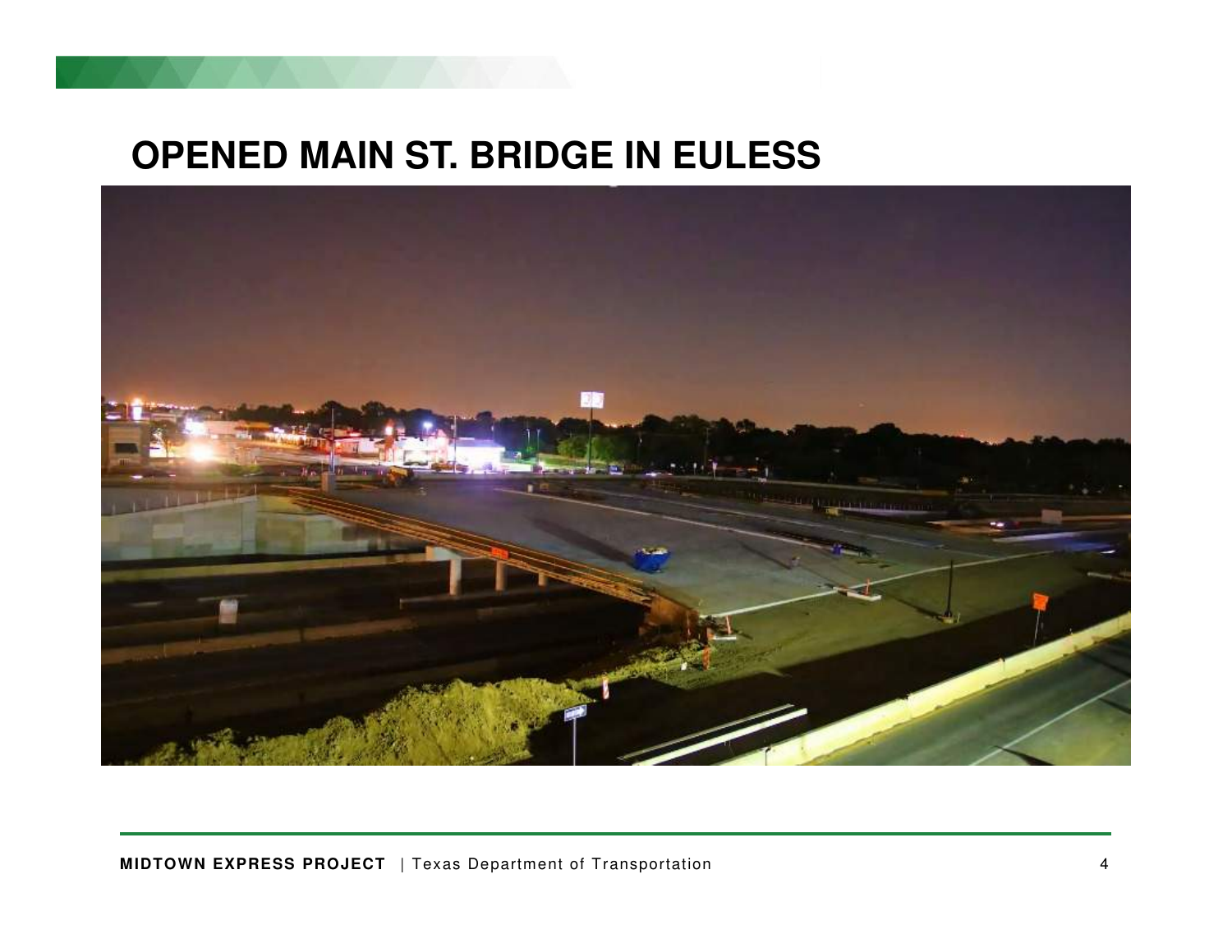# OPENED MAIN ST. BRIDGE IN EULESS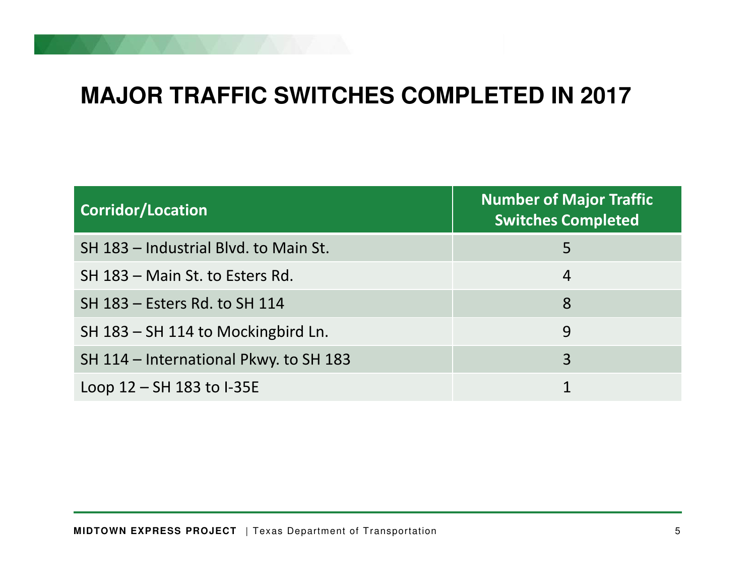# MAJOR TRAFFIC SWITCHES COMPLETED IN 2017

| Corridor/Location | Number of Major Traffic Switches Completed |
|---|---|
| SH 183 – Industrial Blvd. to Main St. | 5 |
| SH 183 – Main St. to Esters Rd. | 4 |
| SH 183 – Esters Rd. to SH 114 | 8 |
| SH 183 – SH 114 to Mockingbird Ln. | 9 |
| SH 114 – International Pkwy. to SH 183 | 3 |
| Loop 12 – SH 183 to I-35E | 1 |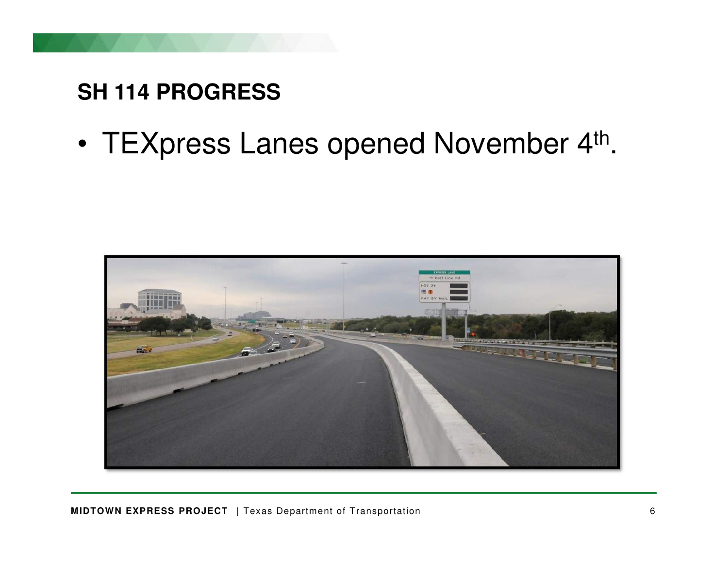## SH 114 PROGRESS

- TEXpress Lanes opened November 4th.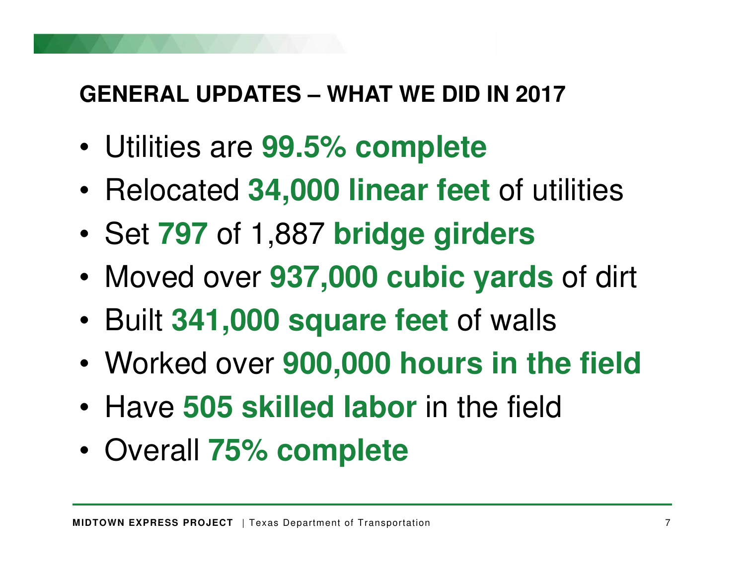## GENERAL UPDATES – WHAT WE DID IN 2017

- Utilities are **99.5% complete**
- Relocated **34,000 linear feet** of utilities
- Set **797** of 1,887 **bridge girders**
- Moved over **937,000 cubic yards** of dirt
- Built **341,000 square feet** of walls
- Worked over **900,000 hours in the field**
- Have **505 skilled labor** in the field
- Overall **75% complete**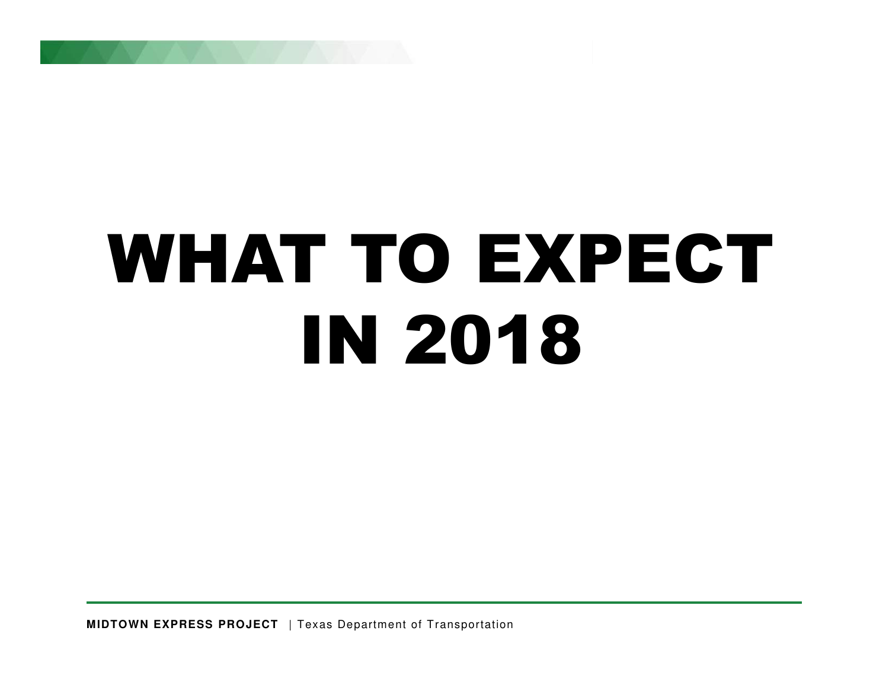# WHAT TO EXPECT IN 2018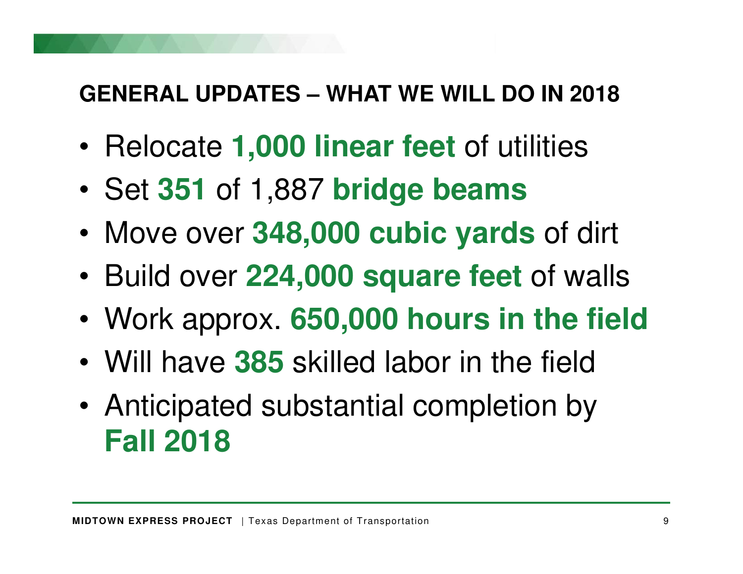## GENERAL UPDATES – WHAT WE WILL DO IN 2018

- Relocate **1,000 linear feet** of utilities
- Set **351** of 1,887 **bridge beams**
- Move over **348,000 cubic yards** of dirt
- Build over **224,000 square feet** of walls
- Work approx. **650,000 hours in the field**
- Will have **385** skilled labor in the field
- Anticipated substantial completion by **Fall 2018**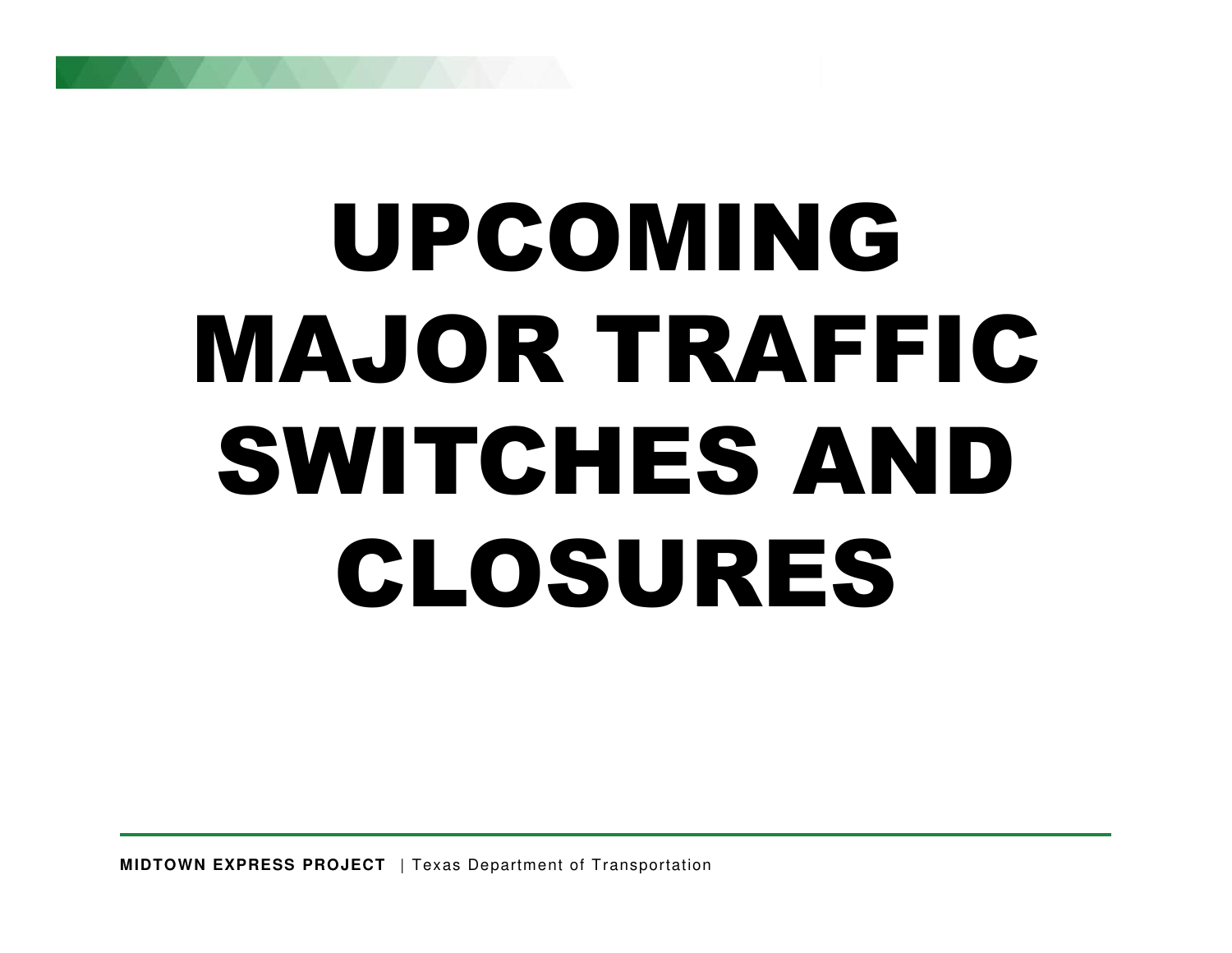# UPCOMING MAJOR TRAFFIC SWITCHES AND CLOSURES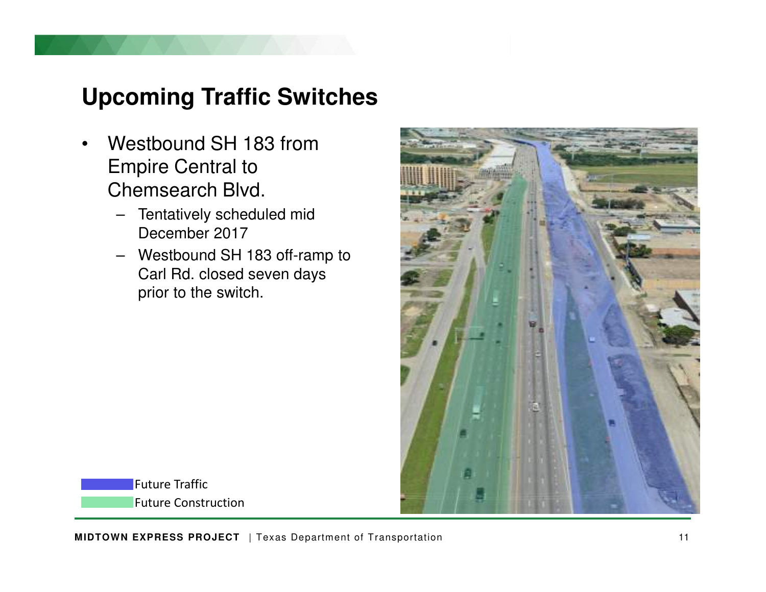# Upcoming Traffic Switches

- Westbound SH 183 from Empire Central to Chemsearch Blvd.
  - Tentatively scheduled mid December 2017
  - Westbound SH 183 off-ramp to Carl Rd. closed seven days prior to the switch.

Future Traffic

Future Construction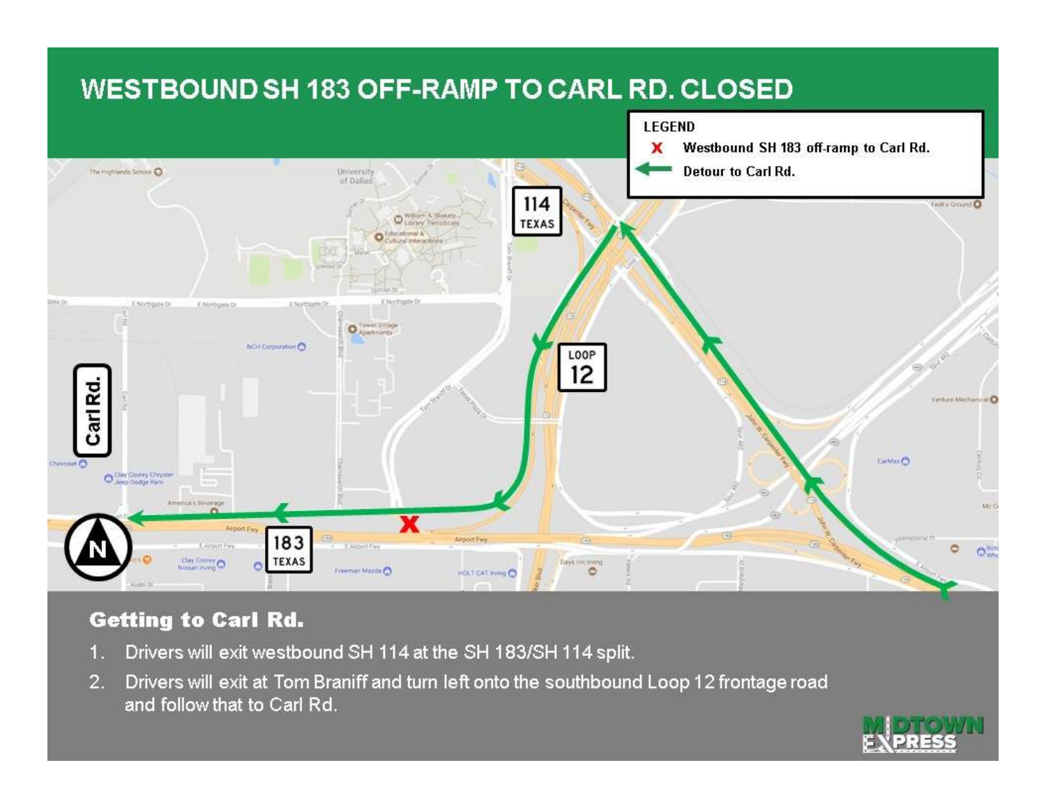# WESTBOUND SH 183 OFF-RAMP TO CARL RD. CLOSED

**LEGEND**

- X Westbound SH 183 off-ramp to Carl Rd.
- ← Detour to Carl Rd.

## Getting to Carl Rd.

1. Drivers will exit westbound SH 114 at the SH 183/SH 114 split.
2. Drivers will exit at Tom Braniff and turn left onto the southbound Loop 12 frontage road and follow that to Carl Rd.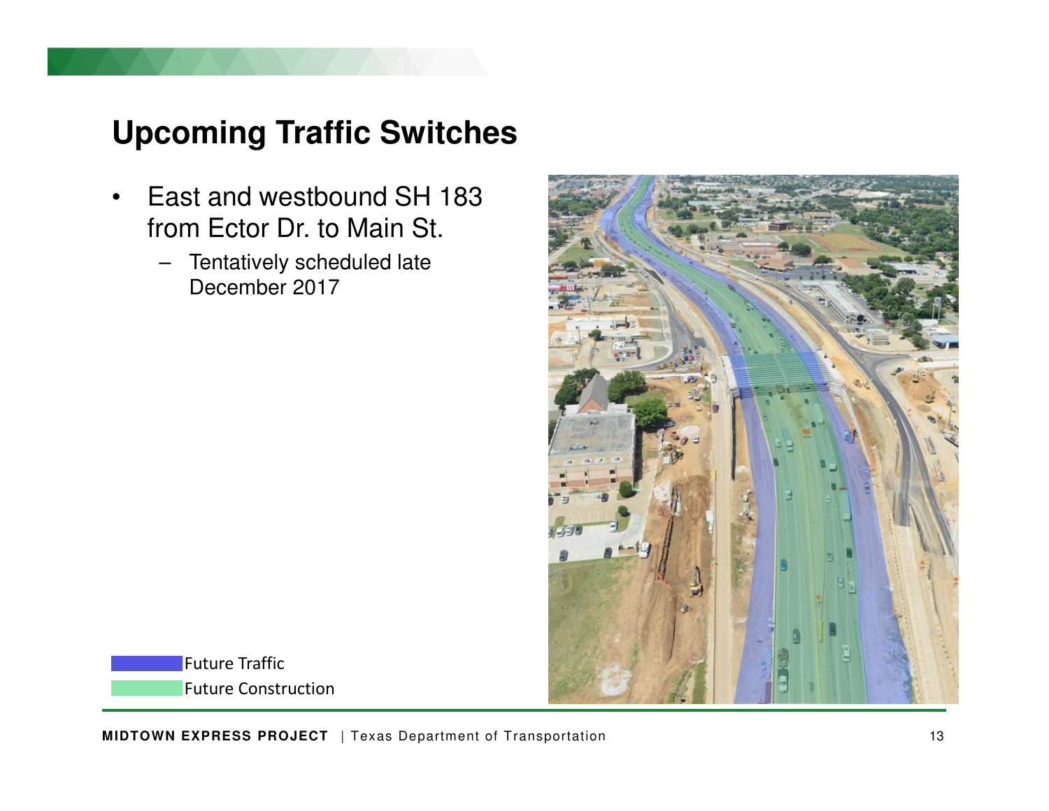# Upcoming Traffic Switches

- East and westbound SH 183 from Ector Dr. to Main St.
  - Tentatively scheduled late December 2017

Future Traffic

Future Construction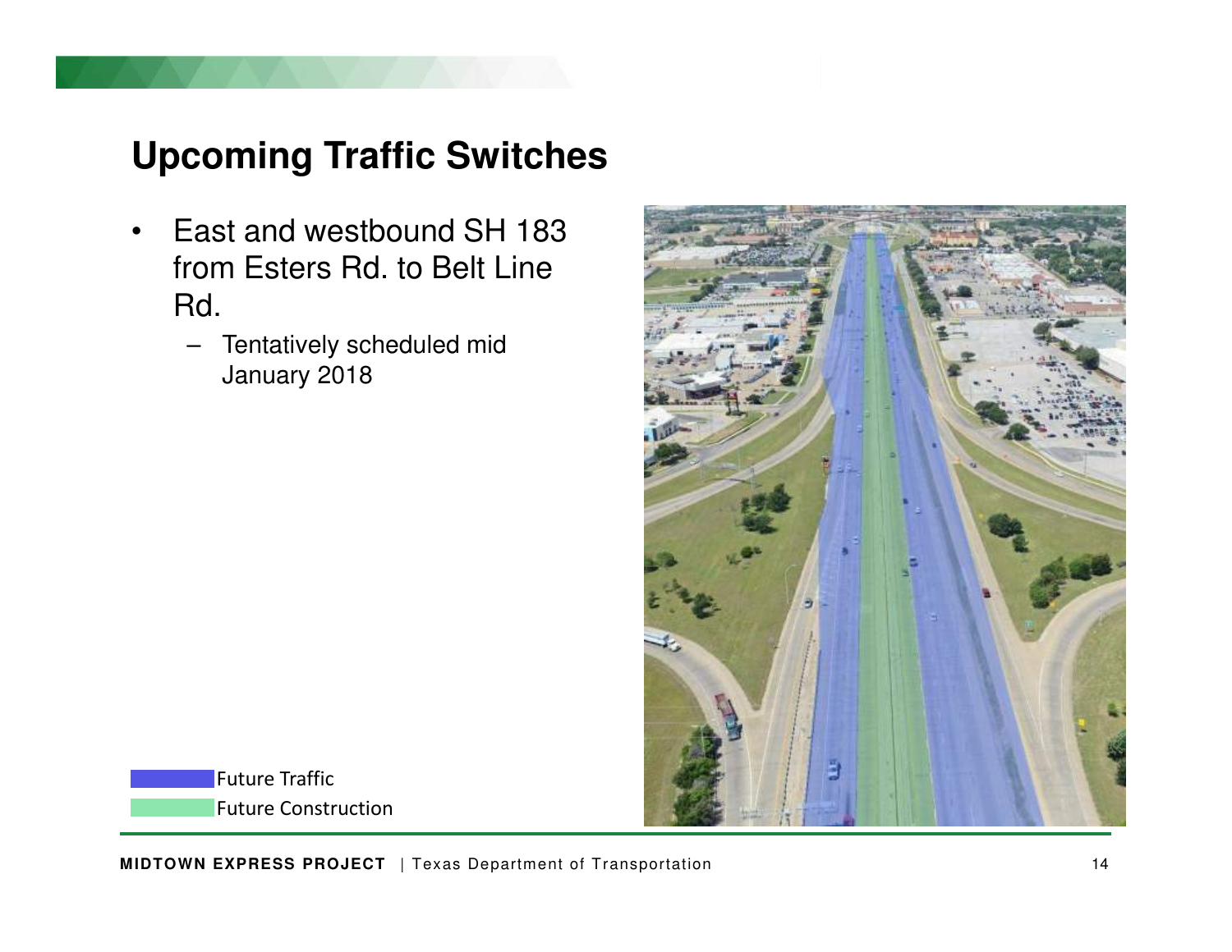# Upcoming Traffic Switches

- East and westbound SH 183 from Esters Rd. to Belt Line Rd.
  - Tentatively scheduled mid January 2018

Future Traffic

Future Construction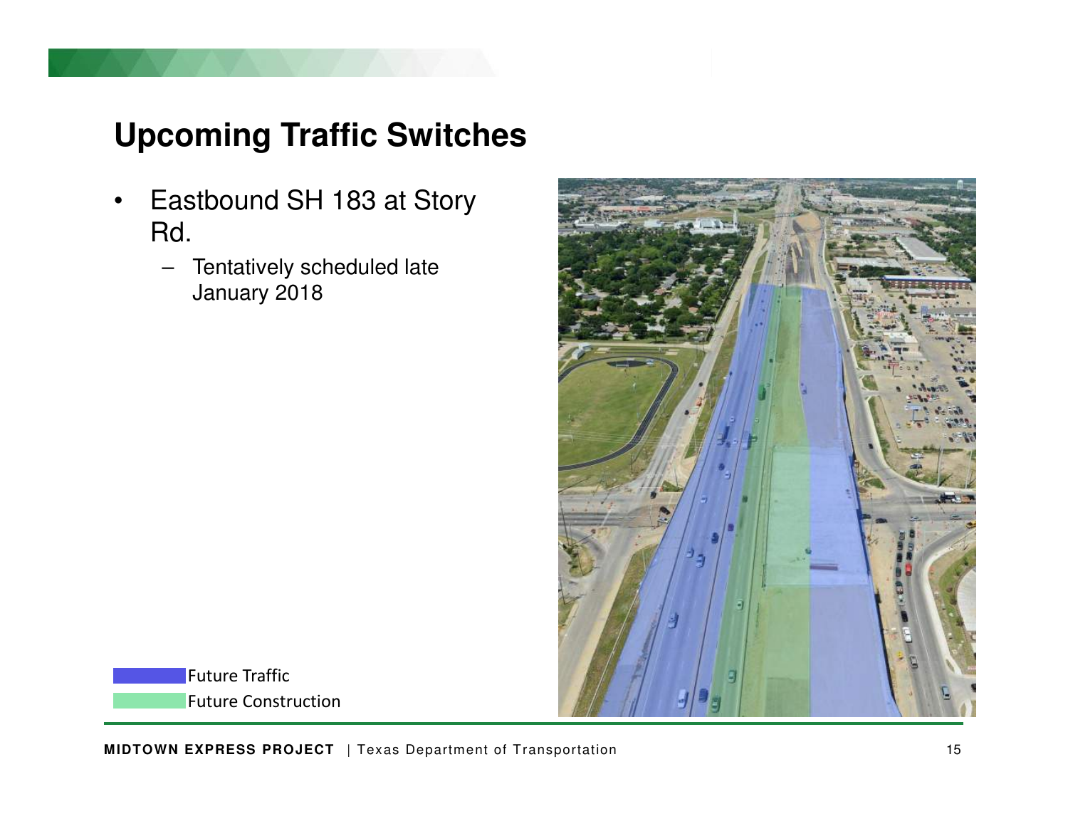## Upcoming Traffic Switches

- Eastbound SH 183 at Story Rd.
  - Tentatively scheduled late January 2018

Future Traffic

Future Construction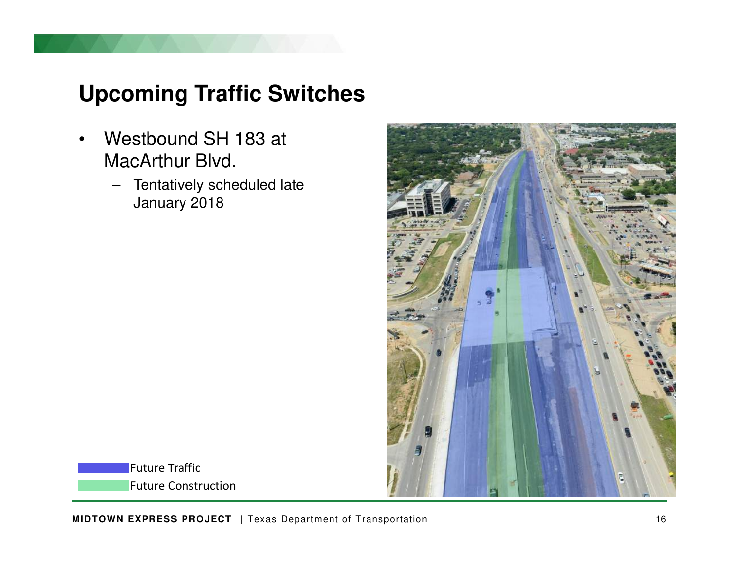# Upcoming Traffic Switches

- Westbound SH 183 at MacArthur Blvd.
  - Tentatively scheduled late January 2018

Future Traffic

Future Construction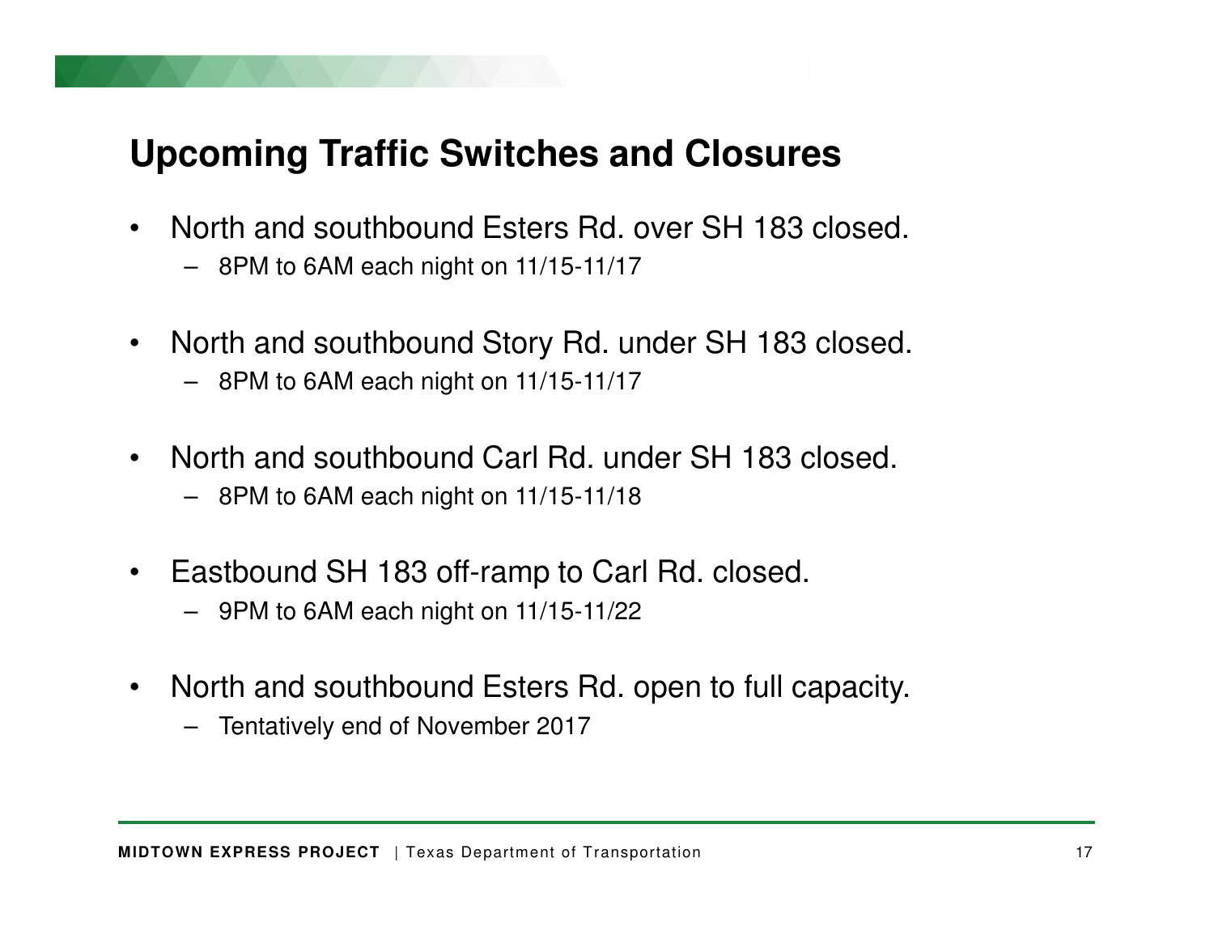## Upcoming Traffic Switches and Closures

- North and southbound Esters Rd. over SH 183 closed.
  - 8PM to 6AM each night on 11/15-11/17
- North and southbound Story Rd. under SH 183 closed.
  - 8PM to 6AM each night on 11/15-11/17
- North and southbound Carl Rd. under SH 183 closed.
  - 8PM to 6AM each night on 11/15-11/18
- Eastbound SH 183 off-ramp to Carl Rd. closed.
  - 9PM to 6AM each night on 11/15-11/22
- North and southbound Esters Rd. open to full capacity.
  - Tentatively end of November 2017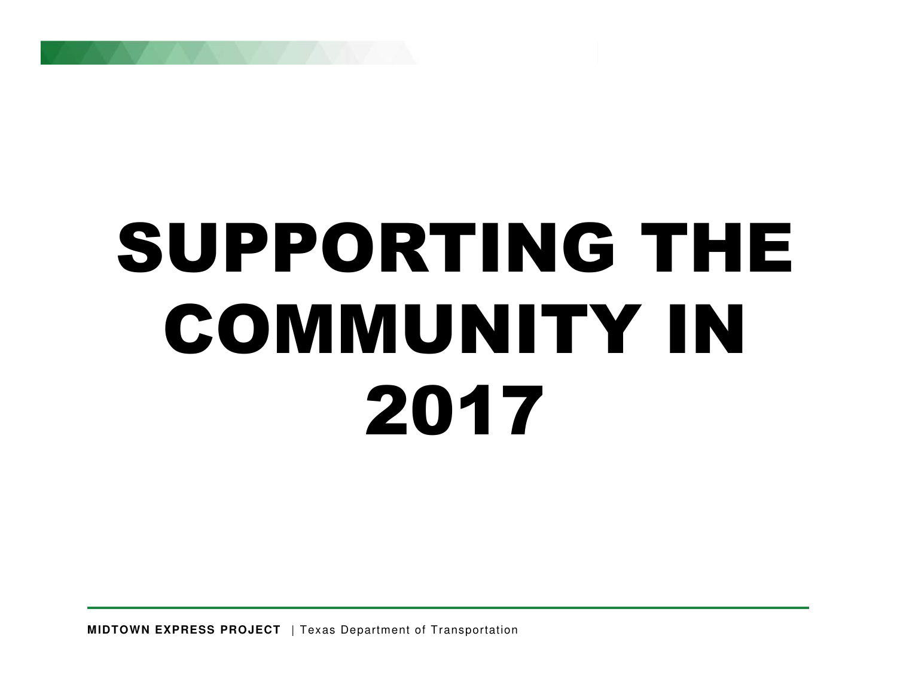# SUPPORTING THE COMMUNITY IN 2017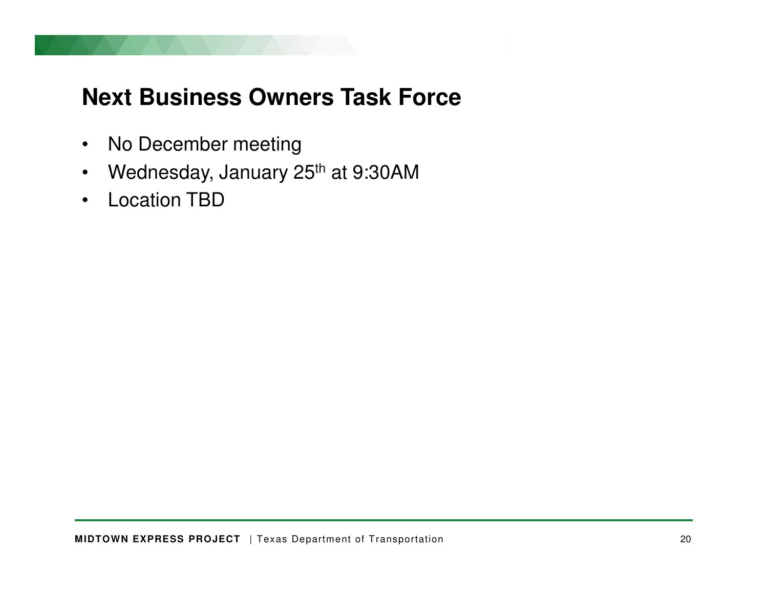# Next Business Owners Task Force

- No December meeting
- Wednesday, January 25th at 9:30AM
- Location TBD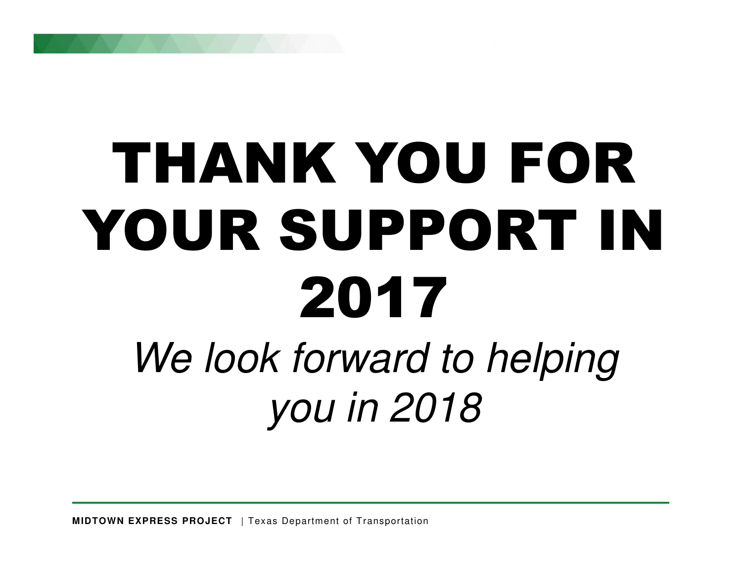# THANK YOU FOR YOUR SUPPORT IN 2017

*We look forward to helping you in 2018*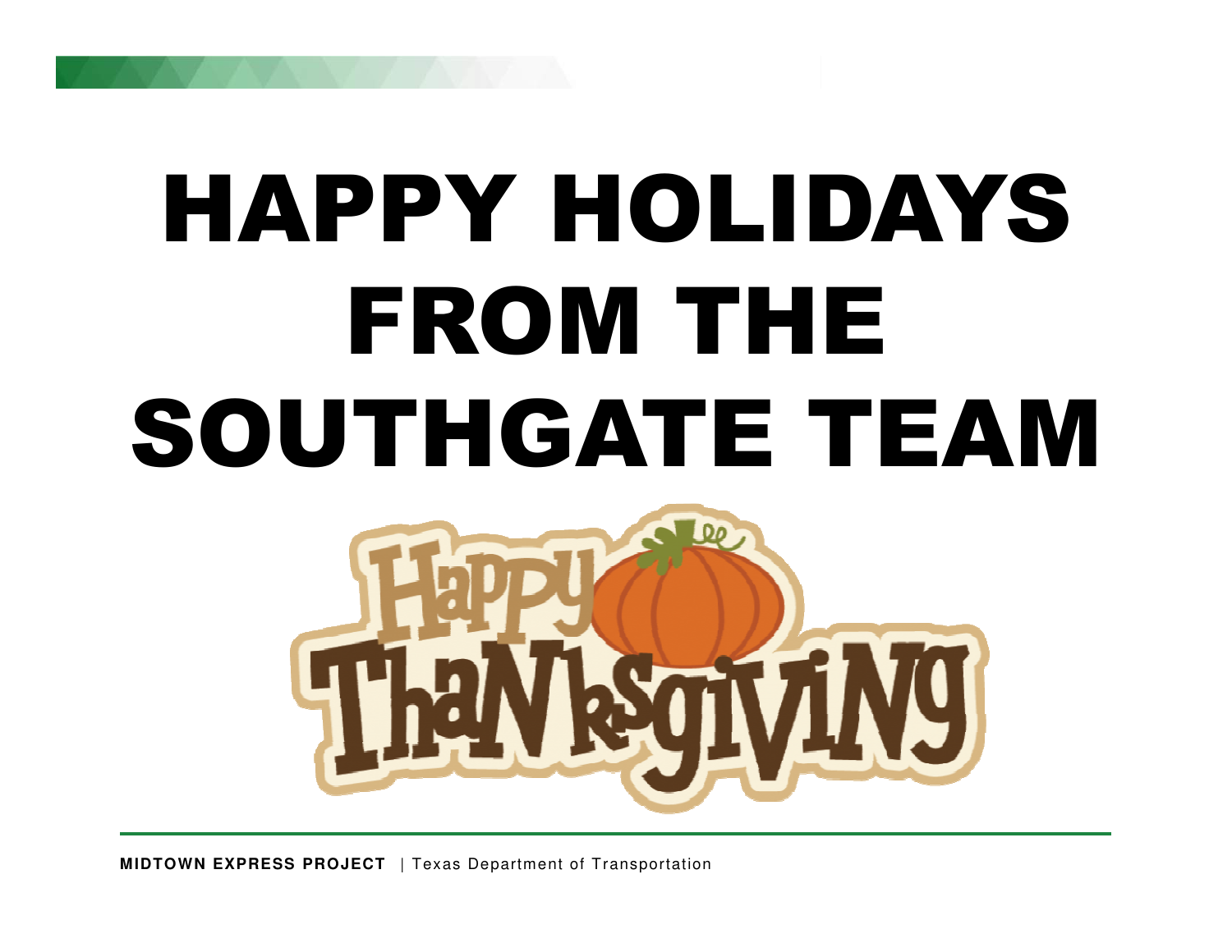# HAPPY HOLIDAYS FROM THE SOUTHGATE TEAM

Happy Thanksgiving